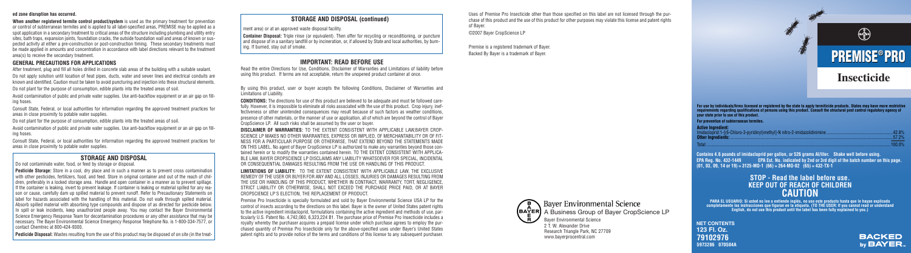**ed zone disruption has occurred.**

**When another registered termite control product/system** is used as the primary treatment for prevention or control of subterranean termites and is applied to all label-specified areas, PREMISE may be applied as a spot application in a secondary treatment to critical areas of the structure including plumbing and utility entry sites, bath traps, expansion joints, foundation cracks, the outside foundation wall and areas of known or suspected activity at either a pre-construction or post-construction timing. These secondary treatments must be made applied in amounts and concentration in accordance with label directions relevant to the treatment area(s) to receive the secondary treatment.

### GENERAL PRECAUTIONS FOR APPLICATIONS

After treatment, plug and fill all holes drilled in concrete slab areas of the building with a suitable sealant.

Do not apply solution until location of heat pipes, ducts, water and sewer lines and electrical conduits are known and identified. Caution must be taken to avoid puncturing and injection into these structural elements.

Do not plant for the purpose of consumption, edible plants into the treated areas of soil.

Avoid contamination of public and private water supplies. Use anti-backflow equipment or an air gap on filling hoses.

Consult State, Federal, or local authorities for information regarding the approved treatment practices for areas in close proximity to potable water supplies.

Do not plant for the purpose of consumption, edible plants into the treated areas of soil.

Avoid contamination of public and private water supplies. Use anti-backflow equipment or an air gap on filling hoses.

Consult State, Federal, or local authorities for information regarding the approved treatment practices for areas in close proximity to potable water supplies.

## STORAGE AND DISPOSAL

Do not contaminate water, food, or feed by storage or disposal.

**Pesticide Storage:** Store in a cool, dry place and in such a manner as to prevent cross contamination with other pesticides, fertilizers, food, and feed. Store in original container and out of the reach of children, preferably in a locked storage area. Handle and open container in a manner as to prevent spillage. If the container is leaking, invert to prevent leakage. If container is leaking or material spilled for any reason or cause, carefully dam up spilled material to prevent runoff. Refer to Precautionary Statements on label for hazards associated with the handling of this material. Do not walk through spilled material. Absorb spilled material with absorbing type compounds and dispose of as directed for pesticide below. In spill or leak incidents, keep unauthorized people away. You may contact the Bayer Environmental Science Emergency Response Team for decontamination procedures or any other assistance that may be necessary. The Bayer Environmental Science Emergency Response Telephone No. is 1-800-334-7577, or contact Chemtrec at 800-424-9300.

**Pesticide Disposal:** Wastes resulting from the use of this product may be disposed of on site (in the treatment area) or at an approved waste disposal facility.

## STORAGE AND DISPOSAL (continued)

**Container Disposal:** Triple rinse (or equivalent). Then offer for recycling or reconditioning, or puncture and dispose of in a sanitary landfill or by incineration, or, if allowed by State and local authorities, by burning. If burned, stay out of smoke.

## IMPORTANT: READ BEFORE USE

Read the entire Directions for Use, Conditions, Disclaimer of Warranties and Limitations of liability before using this product. If terms are not acceptable, return the unopened product container at once.

By using this product, user or buyer accepts the following Conditions, Disclaimer of Warranties and Limitations of Liability.

**CONDITIONS:** The directions for use of this product are believed to be adequate and must be followed carefully. However, it is impossible to eliminate all risks associated with the use of this product. Crop injury, ineffectiveness or other unintended consequences may result because of such factors as weather conditions, presence of other materials, or the manner of use or application, all of which are beyond the control of Bayer CropScience LP. All such risks shall be assumed by the user or buyer.

**DISCLAIMER OF WARRANTIES:** TO THE EXTENT CONSISTENT WITH APPLICABLE LAW,BAYER CROPSCIENCE LP MAKES NO OTHER WARRANTIES, EXPRESS OR IMPLIED, OF MERCHANTABILITY OR OF FITNESS FOR A PARTICULAR PURPOSE OR OTHERWISE, THAT EXTEND BEYOND THE STATEMENTS MADE ON THIS LABEL. No agent of Bayer CropScience LP is authorized to make any warranties beyond those contained herein or to modify the warranties contained herein. TO THE EXTENT CONSISTENT WITH APPLICABLE LAW, BAYER CROPSCIENCE LP DISCLAIMS ANY LIABILITY WHATSOEVER FOR SPECIAL, INCIDENTAL OR CONSEQUENTIAL DAMAGES RESULTING FROM THE USE OR HANDLING OF THIS PRODUCT.

**LIMITATIONS OF LIABILITY:** TO THE EXTENT CONSISTENT WITH APPLICABLE LAW, THE EXCLUSIVE REMEDY OF THE USER OR BUYER FOR ANY AND ALL LOSSES, INJURIES OR DAMAGES RESULTING FROM THE USE OR HANDLING OF THIS PRODUCT, WHETHER IN CONTRACT, WARRANTY, TORT, NEGLIGENCE, STRICT LIABILITY OR OTHERWISE, SHALL NOT EXCEED THE PURCHASE PRICE PAID, OR AT BAYER CROPSCIENCE LP'S ELECTION, THE REPLACEMENT OF PRODUCT.

Premise Pro Insecticide is specially formulated and sold by Bayer Environmental Science USA LP for the control of insects according to the directions on this label. Bayer is the owner of United States patent rights to the active ingredient imidacloprid, formulations containing the active ingredient and methods of use, particularly U.S. Patent No. 4,742,060, 6,323,224 B1. The purchase price of Premise Pro Insecticide includes a royalty whereby the purchaser acquires a prepaid license under which purchase agrees to employ the purchased quantity of Premise Pro Insecticide only for the above-specified uses under Bayer's United States patent rights and to provide notice of the terms and conditions of this license to any subsequent purchaser.

Uses of Premise Pro Insecticide other than those specified on this label are not licensed through the purchase of this product and the use of this product for other purposes may violate this license and patent rights of Bayer.

©2007 Bayer CropScience LP

Premise is a registered trademark of Bayer.
Backed By Bayer is a trademark of Bayer.

Bayer Environmental Science
A Business Group of Bayer CropScience LP
Bayer Environmental Science
2 T. W. Alexander Drive
Research Triangle Park, NC 27709
www.bayerprocentral.com

# PREMISE® PRO

# Insecticide

**For use by individuals/firms licensed or registered by the state to apply termiticide products. States may have more restrictive requirements regarding qualifications of persons using this product. Consult the structural pest control regulatory agency of your state prior to use of this product.**

**For prevention of subterranean termites.**

| **Active Ingredient:** | |
|---|---|
| Imidacloprid:1-[(6-Chloro-3-pyridinyl)methyl]-N nitro-2-imidazolidinimine | 42.8% |
| **Other Ingredients:** | 57.2% |
| Total | 100.0% |

**Contains 4.6 pounds of imidacloprid per gallon, or 526 grams AI/liter. Shake well before using.**
**EPA Reg. No. 432-1449 EPA Est. No. indicated by 2nd or 3rd digit of the batch number on this page.**
**(01, 03, 09, 14 or 19) = 3125-MO-1 (66) = 264-MO-02 (65) = 432-TX-1**

## STOP - Read the label before use.
## KEEP OUT OF REACH OF CHILDREN
## CAUTION

**PARA EL USUARIO: Si usted no lee o entiende inglés, no use este producto hasta que le hayan explicado completamente las instrucciones que figuran en la etiqueta. (TO THE USER: If you cannot read or understand English, do not use this product until the label has been fully explained to you.)**

**NET CONTENTS**
**123 Fl. Oz.**
**79102976**
**5973286 070504A**

BACKED by BAYER.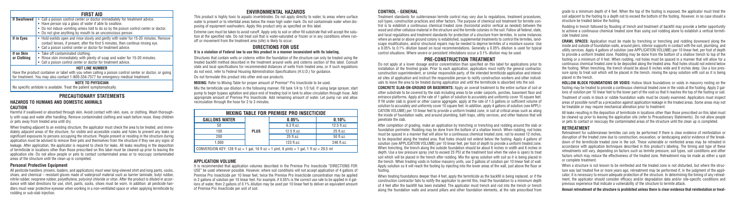## FIRST AID

| FIRST AID | |
|---|---|
| **If Swallowed** | • Call a poison control center or doctor immediately for treatment advice.<br>• Have person sip a glass of water if able to swallow.<br>• Do not induce vomiting unless told to do so by the poison control center or doctor.<br>• Do not give anything by mouth to an unconscious person. |
| **If in Eyes** | • Hold eyelids open and rinse slowly and gently with water for 15-20 minutes. Remove contact lenses, if present, after the first 5 minutes, then continue rinsing eye.<br>• Call a poison control center or doctor for treatment advice. |
| **If on Skin or Clothing** | • Take off contaminated clothing.<br>• Rinse skin immediately with plenty of soap and water for 15-20 minutes.<br>• Call a poison control center or doctor for treatment advice. |

**HOT LINE NUMBER**

Have the product container or label with you when calling a poison control center or doctor, or going for treatment. You may also contact 1-800-334-7577 for emergency medical treatment.

**NOTE TO PHYSICIAN**

No specific antidote is available. Treat the patient symptomatically.

## PRECAUTIONARY STATEMENTS

### HAZARDS TO HUMANS AND DOMESTIC ANIMALS

**CAUTION**

Harmful if swallowed or absorbed through skin. Avoid contact with skin, eyes, or clothing. Wash thoroughly with soap and water after handling. Remove contaminated clothing and wash before reuse. Keep children or pets away from treated area until dry.

When treating adjacent to an existing structure, the applicator must check the area to be treated, and immediately adjacent areas of the structure, for visible and accessible cracks and holes to prevent any leaks or significant exposures to persons occupying the structure. People present or residing in the structure during application must be advised to remove their pets and themselves from the structure if they see any signs of leakage. After application, the applicator is required to check for leaks. All leaks resulting in the deposition of termiticide in locations other than those prescribed on this label must be cleaned up prior to leaving the application site. Do not allow people or pets to contact contaminated areas or to reoccupy contaminated areas of the structure until the clean up is completed.

### Personal Protective Equipment

All pesticide handlers (mixers, loaders, and applicators) must wear long-sleeved shirt and long pants, socks, shoes, and chemical – resistant gloves made of waterproof material such as barrier laminate, butyl rubber, nitrile rubber, neoprene rubber, polyethylene, polyvinyl chloride or viton. After the product is diluted in accordance with label directions for use, shirt, pants, socks, shoes must be worn. In addition: all pesticide handlers must wear protective eyewear when working in a non-ventilated space or when applying termiticide by rodding or sub-slab injection.

## ENVIRONMENTAL HAZARDS

This product is highly toxic to aquatic invertebrates. Do not apply directly to water, to areas where surface water is present or to intertidal areas below the mean high water mark. Do not contaminate water when disposing of equipment washwaters. Apply this product only as specified on this label.

Extreme care must be taken to avoid runoff. Apply only to soil or other fill substrate that will accept the solution at the specified rate. Do not treat soil that is water-saturated or frozen or in any conditions where runoff or movement from the treatment area (site) is likely to occur.

## DIRECTIONS FOR USE

**It is a violation of Federal law to use this product in a manner inconsistent with its labeling.**

Structures that contain wells or cisterns within the foundation of the structure can only be treated using the treated backfill method described in the treatment around wells and cisterns section of this label. Consult state and local specifications for recommended distances of wells from treated area, or if such regulations do not exist, refer to Federal Housing Administration Specifications (H.U.D.) for guidance.

Do not formulate this product into other end-use products.

**MIXING:** Refer to Mixing Table for proper amount of Premise® Pro Insecticide to be used.

Mix the termiticide use dilution in the following manner. Fill tank 1/4 to 1/3 full. If using large sprayer, start pump to begin bypass agitation and place end of treating tool in tank to allow circulation through hose. Add appropriate amount of Premise Pro Insecticide. Add remaining amount of water. Let pump run and allow recirculation through the hose for 2 to 3 minutes.

| MIXING TABLE FOR PREMISE PRO INSECTICIDE | | | |
|---|---|---|---|
| **GALLONS WATER** | | **0.05%** | **0.10%** |
| 50 | **PLUS** | 6.3 fl.oz. | 12.5 fl.oz. |
| 100 | | 12.5 fl.oz. | 25 fl.oz. |
| 200 | | 25 fl.oz. | 50 fl.oz. |
| 1,000 | | 123 fl.oz. | 246 fl.oz. |
| CONVERSION KEY: 128 fl oz = 1 gal, 16 fl oz = 1 pint, 8 pints = 1 gal, 1 fl oz = 29.5 ml | | | |

### APPLICATION VOLUME

It is recommended that application volumes described in the Premise Pro Insecticide "DIRECTIONS FOR USE" be used whenever possible. However, where soil conditions will not accept application of 4 gallons of Premise Pro Insecticide per 10 linear feet, twice the Premise Pro Insecticide concentration may be applied in 2 gallons of solution per 10 linear feet. For example, if 0.05% is the correct use rate to be applied in 4 gallons of water, then 2 gallons of 0.1% dilution may be used per 10 linear feet to deliver an equivalent amount of Premise Pro Insecticide per unit of soil.

### CONTROL - GENERAL

Treatment standards for subterranean termite control may vary due to regulations, treatment procedures, soil types, construction practices and other factors. The purpose of chemical soil treatment for termite control is to establish a continuous chemical treated zone (horizontal and/or vertical as needed) between the wood and other cellulose material in the structure and the termite colonies in the soil. Follow all federal, state, and local regulations and treatment standards for protection of a structure from termites. In some instances where an aerial or above ground colony is established, supplemental treatments to control the termites, landscape modifications, and/or structural repairs may be needed to deprive termites of a moisture source. Use a 0.05% to 0.1% dilution based on local recommendations. Generally a 0.05% dilution is used for typical control situations. Where severe or persistent infestations occur a 0.1% dilution may be used.

## PRE-CONSTRUCTION TREATMENT

Do not apply at a lower dosage and/or concentration than specified on this label for applications prior to installation of the finished grade. Prior to each application, applicators must notify the general contractor, construction superintendent, or similar responsible party, of the intended termiticide application and intended sites of application and instruct the responsible person to notify construction workers and other individuals to leave the area to be treated during application and until the termiticide is absorbed into the soil.

**CONCRETE SLAB-ON-GROUND OR BASEMENTS:** Apply an overall treatment to the entire surface of soil or other substrate to be covered by the slab including areas to be under carports, porches, basement floor and entrance platforms. Apply at the rate of 1 gallon of solution to accurately and uniformly cover 10 square feet. If fill under slab is gravel or other coarse aggregate, apply at the rate of 1.5 gallons or sufficient volume of solution to accurately and uniformly cover 10 square feet. In addition, apply 4 gallons of solution (see APPLICATION VOLUME) per 10 linear feet to provide a uniform treated zone, in soil at critical areas such as along the inside of foundation walls, and around plumbing, bath traps, utility services, and other features that will penetrate the slab.

After completion of grading, make an application by trenching or trenching and rodding around the slab or foundation perimeter. Rodding may be done from the bottom of a shallow trench. When rodding, rod holes must be spaced in a manner that will allow for a continuous chemical treated zone, not to exceed 12 inches, to be deposited along the treated area. Rod holes should not extend below the footing. Apply 4 gallons of solution (see APPLICATION VOLUME) per 10 linear feet, per foot of depth to provide a uniform treated zone. When trenching, the trench along the outside foundation should be about 6 inches in width and 6 inches in depth. Use a low pressure spray (not to exceed 25 PSI at the treatment tool when the valve is open) to treat soil which will be placed in the trench after rodding. Mix the spray solution with soil as it is being placed in the trench. When treating voids in hollow masonry units, use 2 gallons of solution per 10 linear feet of wall. Apply solution so it will reach the footing by injecting into the lower areas of the wall, just above the floor or footing.

When treating foundations deeper than 4 feet, apply the termiticide as the backfill is being replaced, or if the construction contractor fails to notify the applicator to permit this, treat the foundation to a minimum depth of 4 feet after the backfill has been installed. The applicator must trench and rod into the trench or trench along the foundation walls and around pillars and other foundation elements, at the rate prescribed from grade to a minimum depth of 4 feet. When the top of the footing is exposed, the applicator must treat the soil adjacent to the footing to a depth not to exceed the bottom of the footing. However, in no case should a structure be treated below the footing.

Rodding in trench followed by flooding of trench and treatment of backfill may provide a better opportunity to achieve a continuous chemical treated zone than using soil rodding alone to establish a vertical termiticide treated zone.

**CRAWL SPACES:** Application must be made by trenching or trenching and rodding downward along the inside and outside of foundation walls, around piers, interior supports in contact with the soil, plumbing, and utility services. Apply 4 gallons of solution (see APPLICATION VOLUME) per 10 linear feet, per foot of depth to provide a uniform treated zone. Rodding may be done from the bottom of a shallow trench to top of the footing or a minimum of 4 feet. When rodding, rod holes must be spaced in a manner that will allow for a continuous chemical treated zone to be deposited along the treated area. Rod holes should not extend below the footing. When trenching, the trench should be about 6 inches wide and 6 inches deep. Use a low pressure spray to treat soil which will be placed in the trench, mixing the spray solution with soil as it is being placed in the trench.

**HOLLOW BLOCK FOUNDATIONS OR VOIDS:** Hollow block foundations or voids in masonry resting on the footing may be treated to provide a continuous chemical treated zone in the voids at the footing. Apply 2 gallons of solution per 10 linear feet to the lower part of the void so that it reaches the top of the footing or soil.

Treatment of voids in block or rubble foundation walls must be closely examined. Applicators must inspect areas of possible runoff as a precaution against application leakage in the treated areas. Some areas may not be treatable or may require mechanical alteration prior to treatment.

All leaks resulting in the deposition of termiticide in locations other than those prescribed on this label must be cleaned up prior to leaving the application site (refer to Precautionary Statements). Do not allow people or pets to contact or reoccupy the contaminated areas of the structure until the clean up is completed.

## RETREATMENT

Retreatment for subterranean termites can only be performed if there is clear evidence of reinfestation or disruption of the treated zone due to construction, excavation, or landscaping and/or evidence of the breakdown of the termiticide treated zone in the soil. These vulnerable or reinfested areas may be retreated in accordance with application techniques described in this product's labeling. The timing and type of these retreatments will vary, depending on factors such as termite pressure, soil types, soil conditions and other factors which may reduce the effectiveness of the treated zone. Retreatment may be made as either a spot or complete treatment.

When a structure is not known to be reinfested and the treated zone is not disturbed, but where the structure was last treated five or more years ago, retreatment may be performed if, in the judgment of the applicator, it is necessary to ensure adequate protection of the structure. In determining the timing of any retreatment, the applicator should consider efficacy and/or degradation data and/or site-specific conditions and previous experience that indicate a vulnerability of the structure to termite attack.

**Annual retreatment of the structure is prohibited unless there is clear evidence that reinfestation or treat-**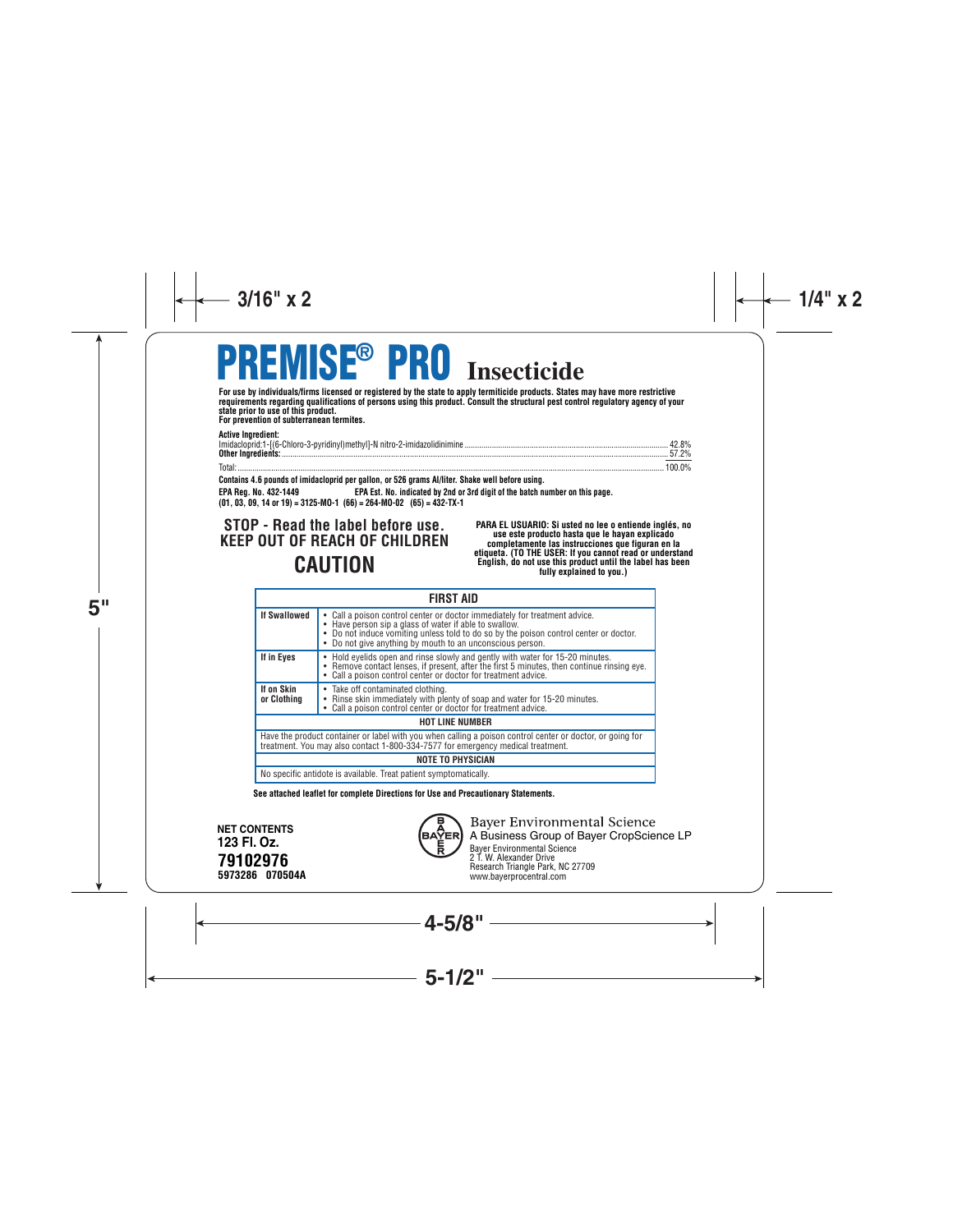# PREMISE® PRO Insecticide

**For use by individuals/firms licensed or registered by the state to apply termiticide products. States may have more restrictive requirements regarding qualifications of persons using this product. Consult the structural pest control regulatory agency of your state prior to use of this product.**
**For prevention of subterranean termites.**

**Active Ingredient:**

| | |
|---|---|
| Imidacloprid:1-[(6-Chloro-3-pyridinyl)methyl]-N nitro-2-imidazolidinimine | 42.8% |
| **Other Ingredients:** | 57.2% |
| Total: | 100.0% |

**Contains 4.6 pounds of imidacloprid per gallon, or 526 grams AI/liter. Shake well before using.**

**EPA Reg. No. 432-1449** **EPA Est. No. indicated by 2nd or 3rd digit of the batch number on this page.**
**(01, 03, 09, 14 or 19) = 3125-MO-1 (66) = 264-MO-02 (65) = 432-TX-1**

## STOP - Read the label before use.
## KEEP OUT OF REACH OF CHILDREN
## CAUTION

**PARA EL USUARIO: Si usted no lee o entiende inglés, no use este producto hasta que le hayan explicado completamente las instrucciones que figuran en la etiqueta. (TO THE USER: If you cannot read or understand English, do not use this product until the label has been fully explained to you.)**

| FIRST AID | |
|---|---|
| **If Swallowed** | • Call a poison control center or doctor immediately for treatment advice.<br>• Have person sip a glass of water if able to swallow.<br>• Do not induce vomiting unless told to do so by the poison control center or doctor.<br>• Do not give anything by mouth to an unconscious person. |
| **If in Eyes** | • Hold eyelids open and rinse slowly and gently with water for 15-20 minutes.<br>• Remove contact lenses, if present, after the first 5 minutes, then continue rinsing eye.<br>• Call a poison control center or doctor for treatment advice. |
| **If on Skin or Clothing** | • Take off contaminated clothing.<br>• Rinse skin immediately with plenty of soap and water for 15-20 minutes.<br>• Call a poison control center or doctor for treatment advice. |
| **HOT LINE NUMBER** | |
| Have the product container or label with you when calling a poison control center or doctor, or going for treatment. You may also contact 1-800-334-7577 for emergency medical treatment. | |
| **NOTE TO PHYSICIAN** | |
| No specific antidote is available. Treat patient symptomatically. | |

**See attached leaflet for complete Directions for Use and Precautionary Statements.**

**NET CONTENTS**
**123 Fl. Oz.**
**79102976**
**5973286 070504A**

Bayer Environmental Science
A Business Group of Bayer CropScience LP
Bayer Environmental Science
2 T. W. Alexander Drive
Research Triangle Park, NC 27709
www.bayerprocentral.com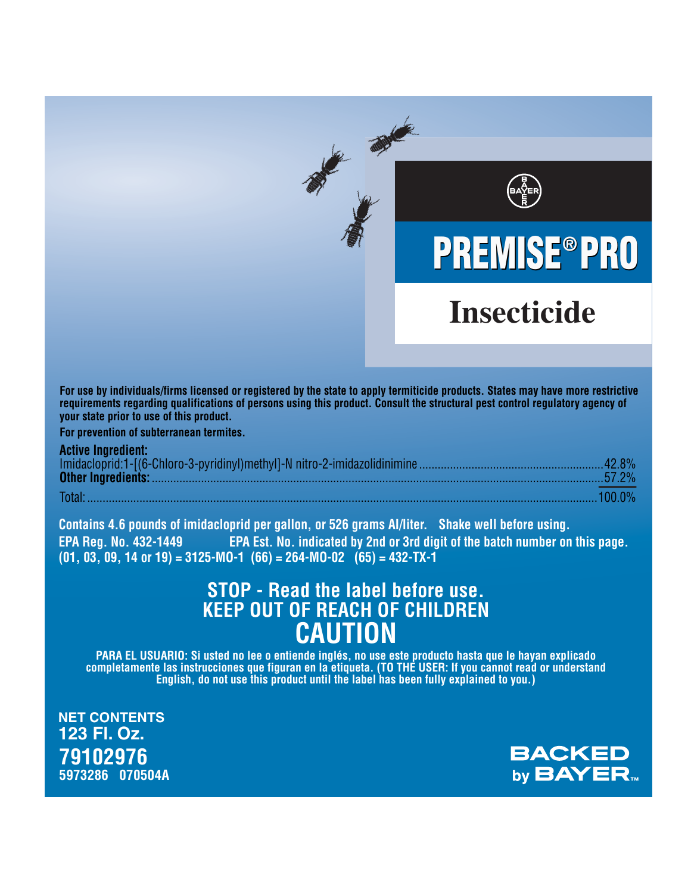BAYER

# PREMISE® PRO

## Insecticide

**For use by individuals/firms licensed or registered by the state to apply termiticide products. States may have more restrictive requirements regarding qualifications of persons using this product. Consult the structural pest control regulatory agency of your state prior to use of this product.**

**For prevention of subterranean termites.**

| **Active Ingredient:** | |
|---|---|
| Imidacloprid:1-[(6-Chloro-3-pyridinyl)methyl]-N nitro-2-imidazolidinimine | 42.8% |
| **Other Ingredients:** | 57.2% |
| Total: | 100.0% |

**Contains 4.6 pounds of imidacloprid per gallon, or 526 grams AI/liter. Shake well before using.**

**EPA Reg. No. 432-1449 EPA Est. No. indicated by 2nd or 3rd digit of the batch number on this page. (01, 03, 09, 14 or 19) = 3125-MO-1 (66) = 264-MO-02 (65) = 432-TX-1**

## STOP - Read the label before use.
## KEEP OUT OF REACH OF CHILDREN
# CAUTION

**PARA EL USUARIO: Si usted no lee o entiende inglés, no use este producto hasta que le hayan explicado completamente las instrucciones que figuran en la etiqueta. (TO THE USER: If you cannot read or understand English, do not use this product until the label has been fully explained to you.)**

**NET CONTENTS**
**123 Fl. Oz.**
**79102976**
**5973286 070504A**

**BACKED by BAYER™**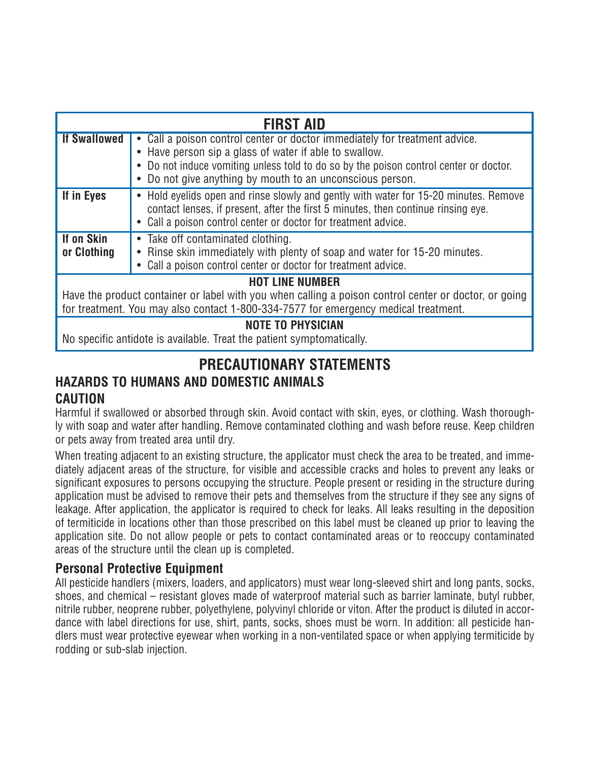| FIRST AID | |
|---|---|
| **If Swallowed** | • Call a poison control center or doctor immediately for treatment advice.<br>• Have person sip a glass of water if able to swallow.<br>• Do not induce vomiting unless told to do so by the poison control center or doctor.<br>• Do not give anything by mouth to an unconscious person. |
| **If in Eyes** | • Hold eyelids open and rinse slowly and gently with water for 15-20 minutes. Remove contact lenses, if present, after the first 5 minutes, then continue rinsing eye.<br>• Call a poison control center or doctor for treatment advice. |
| **If on Skin or Clothing** | • Take off contaminated clothing.<br>• Rinse skin immediately with plenty of soap and water for 15-20 minutes.<br>• Call a poison control center or doctor for treatment advice. |
| **HOT LINE NUMBER**<br>Have the product container or label with you when calling a poison control center or doctor, or going for treatment. You may also contact 1-800-334-7577 for emergency medical treatment. | |
| **NOTE TO PHYSICIAN**<br>No specific antidote is available. Treat the patient symptomatically. | |

# PRECAUTIONARY STATEMENTS

## HAZARDS TO HUMANS AND DOMESTIC ANIMALS

### CAUTION

Harmful if swallowed or absorbed through skin. Avoid contact with skin, eyes, or clothing. Wash thoroughly with soap and water after handling. Remove contaminated clothing and wash before reuse. Keep children or pets away from treated area until dry.

When treating adjacent to an existing structure, the applicator must check the area to be treated, and immediately adjacent areas of the structure, for visible and accessible cracks and holes to prevent any leaks or significant exposures to persons occupying the structure. People present or residing in the structure during application must be advised to remove their pets and themselves from the structure if they see any signs of leakage. After application, the applicator is required to check for leaks. All leaks resulting in the deposition of termiticide in locations other than those prescribed on this label must be cleaned up prior to leaving the application site. Do not allow people or pets to contact contaminated areas or to reoccupy contaminated areas of the structure until the clean up is completed.

### Personal Protective Equipment

All pesticide handlers (mixers, loaders, and applicators) must wear long-sleeved shirt and long pants, socks, shoes, and chemical – resistant gloves made of waterproof material such as barrier laminate, butyl rubber, nitrile rubber, neoprene rubber, polyethylene, polyvinyl chloride or viton. After the product is diluted in accordance with label directions for use, shirt, pants, socks, shoes must be worn. In addition: all pesticide handlers must wear protective eyewear when working in a non-ventilated space or when applying termiticide by rodding or sub-slab injection.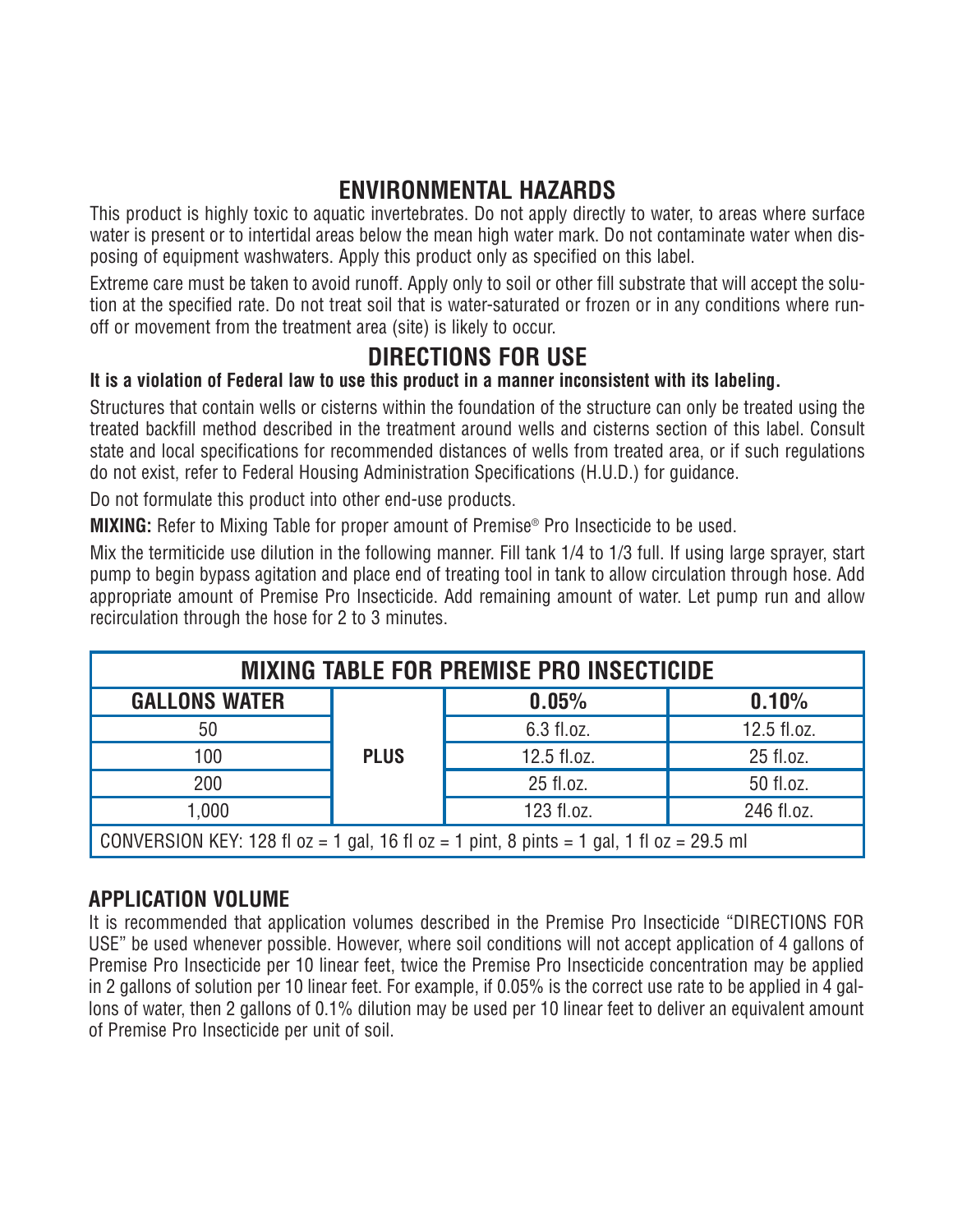## ENVIRONMENTAL HAZARDS

This product is highly toxic to aquatic invertebrates. Do not apply directly to water, to areas where surface water is present or to intertidal areas below the mean high water mark. Do not contaminate water when disposing of equipment washwaters. Apply this product only as specified on this label.

Extreme care must be taken to avoid runoff. Apply only to soil or other fill substrate that will accept the solution at the specified rate. Do not treat soil that is water-saturated or frozen or in any conditions where runoff or movement from the treatment area (site) is likely to occur.

## DIRECTIONS FOR USE

**It is a violation of Federal law to use this product in a manner inconsistent with its labeling.**

Structures that contain wells or cisterns within the foundation of the structure can only be treated using the treated backfill method described in the treatment around wells and cisterns section of this label. Consult state and local specifications for recommended distances of wells from treated area, or if such regulations do not exist, refer to Federal Housing Administration Specifications (H.U.D.) for guidance.

Do not formulate this product into other end-use products.

**MIXING:** Refer to Mixing Table for proper amount of Premise® Pro Insecticide to be used.

Mix the termiticide use dilution in the following manner. Fill tank 1/4 to 1/3 full. If using large sprayer, start pump to begin bypass agitation and place end of treating tool in tank to allow circulation through hose. Add appropriate amount of Premise Pro Insecticide. Add remaining amount of water. Let pump run and allow recirculation through the hose for 2 to 3 minutes.

| MIXING TABLE FOR PREMISE PRO INSECTICIDE | | | |
|---|---|---|---|
| **GALLONS WATER** | | **0.05%** | **0.10%** |
| 50 | **PLUS** | 6.3 fl.oz. | 12.5 fl.oz. |
| 100 | | 12.5 fl.oz. | 25 fl.oz. |
| 200 | | 25 fl.oz. | 50 fl.oz. |
| 1,000 | | 123 fl.oz. | 246 fl.oz. |
| CONVERSION KEY: 128 fl oz = 1 gal, 16 fl oz = 1 pint, 8 pints = 1 gal, 1 fl oz = 29.5 ml | | | |

### APPLICATION VOLUME

It is recommended that application volumes described in the Premise Pro Insecticide "DIRECTIONS FOR USE" be used whenever possible. However, where soil conditions will not accept application of 4 gallons of Premise Pro Insecticide per 10 linear feet, twice the Premise Pro Insecticide concentration may be applied in 2 gallons of solution per 10 linear feet. For example, if 0.05% is the correct use rate to be applied in 4 gallons of water, then 2 gallons of 0.1% dilution may be used per 10 linear feet to deliver an equivalent amount of Premise Pro Insecticide per unit of soil.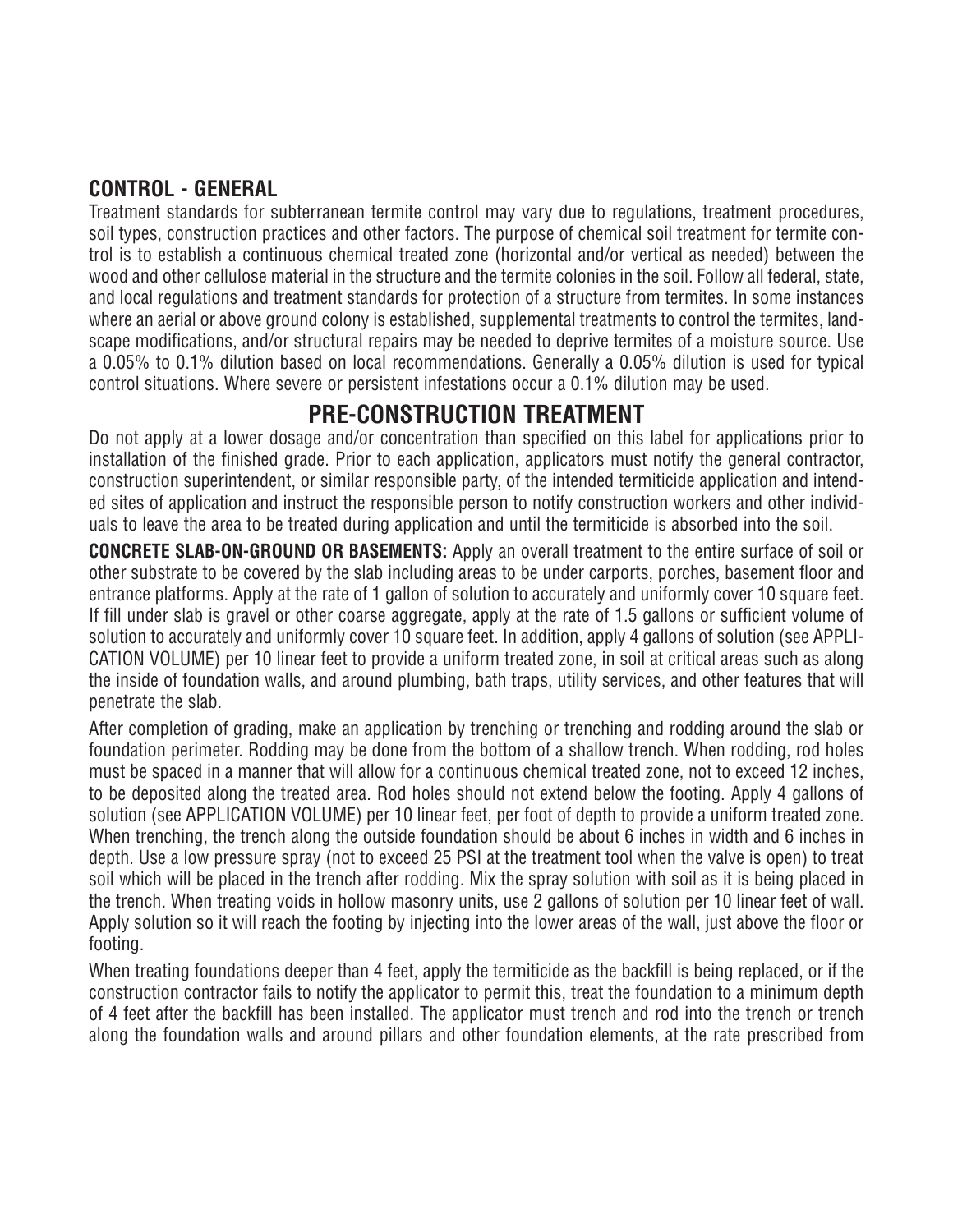## CONTROL - GENERAL

Treatment standards for subterranean termite control may vary due to regulations, treatment procedures, soil types, construction practices and other factors. The purpose of chemical soil treatment for termite control is to establish a continuous chemical treated zone (horizontal and/or vertical as needed) between the wood and other cellulose material in the structure and the termite colonies in the soil. Follow all federal, state, and local regulations and treatment standards for protection of a structure from termites. In some instances where an aerial or above ground colony is established, supplemental treatments to control the termites, landscape modifications, and/or structural repairs may be needed to deprive termites of a moisture source. Use a 0.05% to 0.1% dilution based on local recommendations. Generally a 0.05% dilution is used for typical control situations. Where severe or persistent infestations occur a 0.1% dilution may be used.

## PRE-CONSTRUCTION TREATMENT

Do not apply at a lower dosage and/or concentration than specified on this label for applications prior to installation of the finished grade. Prior to each application, applicators must notify the general contractor, construction superintendent, or similar responsible party, of the intended termiticide application and intended sites of application and instruct the responsible person to notify construction workers and other individuals to leave the area to be treated during application and until the termiticide is absorbed into the soil.

**CONCRETE SLAB-ON-GROUND OR BASEMENTS:** Apply an overall treatment to the entire surface of soil or other substrate to be covered by the slab including areas to be under carports, porches, basement floor and entrance platforms. Apply at the rate of 1 gallon of solution to accurately and uniformly cover 10 square feet. If fill under slab is gravel or other coarse aggregate, apply at the rate of 1.5 gallons or sufficient volume of solution to accurately and uniformly cover 10 square feet. In addition, apply 4 gallons of solution (see APPLICATION VOLUME) per 10 linear feet to provide a uniform treated zone, in soil at critical areas such as along the inside of foundation walls, and around plumbing, bath traps, utility services, and other features that will penetrate the slab.

After completion of grading, make an application by trenching or trenching and rodding around the slab or foundation perimeter. Rodding may be done from the bottom of a shallow trench. When rodding, rod holes must be spaced in a manner that will allow for a continuous chemical treated zone, not to exceed 12 inches, to be deposited along the treated area. Rod holes should not extend below the footing. Apply 4 gallons of solution (see APPLICATION VOLUME) per 10 linear feet, per foot of depth to provide a uniform treated zone. When trenching, the trench along the outside foundation should be about 6 inches in width and 6 inches in depth. Use a low pressure spray (not to exceed 25 PSI at the treatment tool when the valve is open) to treat soil which will be placed in the trench after rodding. Mix the spray solution with soil as it is being placed in the trench. When treating voids in hollow masonry units, use 2 gallons of solution per 10 linear feet of wall. Apply solution so it will reach the footing by injecting into the lower areas of the wall, just above the floor or footing.

When treating foundations deeper than 4 feet, apply the termiticide as the backfill is being replaced, or if the construction contractor fails to notify the applicator to permit this, treat the foundation to a minimum depth of 4 feet after the backfill has been installed. The applicator must trench and rod into the trench or trench along the foundation walls and around pillars and other foundation elements, at the rate prescribed from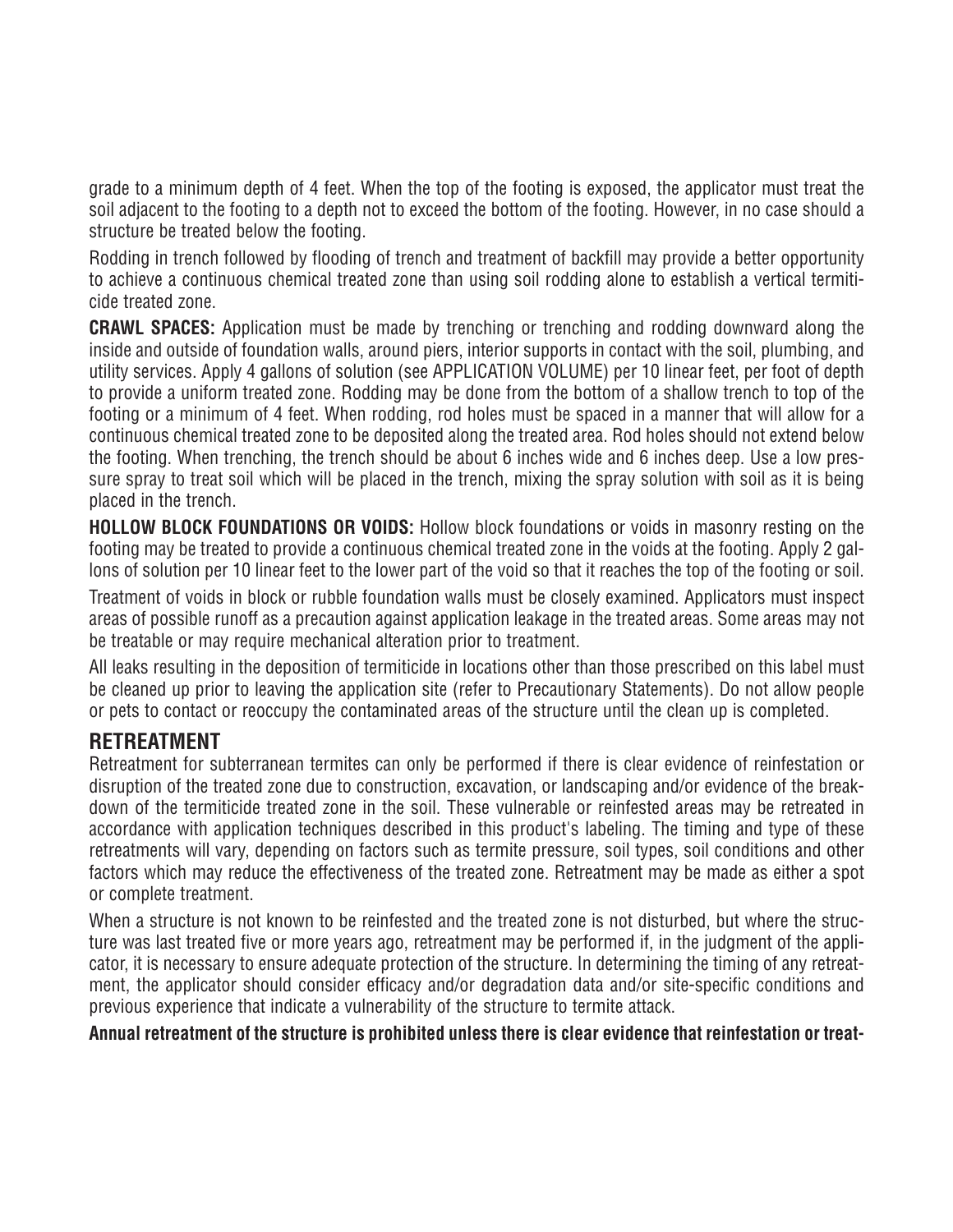grade to a minimum depth of 4 feet. When the top of the footing is exposed, the applicator must treat the soil adjacent to the footing to a depth not to exceed the bottom of the footing. However, in no case should a structure be treated below the footing.

Rodding in trench followed by flooding of trench and treatment of backfill may provide a better opportunity to achieve a continuous chemical treated zone than using soil rodding alone to establish a vertical termiticide treated zone.

**CRAWL SPACES:** Application must be made by trenching or trenching and rodding downward along the inside and outside of foundation walls, around piers, interior supports in contact with the soil, plumbing, and utility services. Apply 4 gallons of solution (see APPLICATION VOLUME) per 10 linear feet, per foot of depth to provide a uniform treated zone. Rodding may be done from the bottom of a shallow trench to top of the footing or a minimum of 4 feet. When rodding, rod holes must be spaced in a manner that will allow for a continuous chemical treated zone to be deposited along the treated area. Rod holes should not extend below the footing. When trenching, the trench should be about 6 inches wide and 6 inches deep. Use a low pressure spray to treat soil which will be placed in the trench, mixing the spray solution with soil as it is being placed in the trench.

**HOLLOW BLOCK FOUNDATIONS OR VOIDS:** Hollow block foundations or voids in masonry resting on the footing may be treated to provide a continuous chemical treated zone in the voids at the footing. Apply 2 gallons of solution per 10 linear feet to the lower part of the void so that it reaches the top of the footing or soil.

Treatment of voids in block or rubble foundation walls must be closely examined. Applicators must inspect areas of possible runoff as a precaution against application leakage in the treated areas. Some areas may not be treatable or may require mechanical alteration prior to treatment.

All leaks resulting in the deposition of termiticide in locations other than those prescribed on this label must be cleaned up prior to leaving the application site (refer to Precautionary Statements). Do not allow people or pets to contact or reoccupy the contaminated areas of the structure until the clean up is completed.

## RETREATMENT

Retreatment for subterranean termites can only be performed if there is clear evidence of reinfestation or disruption of the treated zone due to construction, excavation, or landscaping and/or evidence of the breakdown of the termiticide treated zone in the soil. These vulnerable or reinfested areas may be retreated in accordance with application techniques described in this product's labeling. The timing and type of these retreatments will vary, depending on factors such as termite pressure, soil types, soil conditions and other factors which may reduce the effectiveness of the treated zone. Retreatment may be made as either a spot or complete treatment.

When a structure is not known to be reinfested and the treated zone is not disturbed, but where the structure was last treated five or more years ago, retreatment may be performed if, in the judgment of the applicator, it is necessary to ensure adequate protection of the structure. In determining the timing of any retreatment, the applicator should consider efficacy and/or degradation data and/or site-specific conditions and previous experience that indicate a vulnerability of the structure to termite attack.

**Annual retreatment of the structure is prohibited unless there is clear evidence that reinfestation or treat-**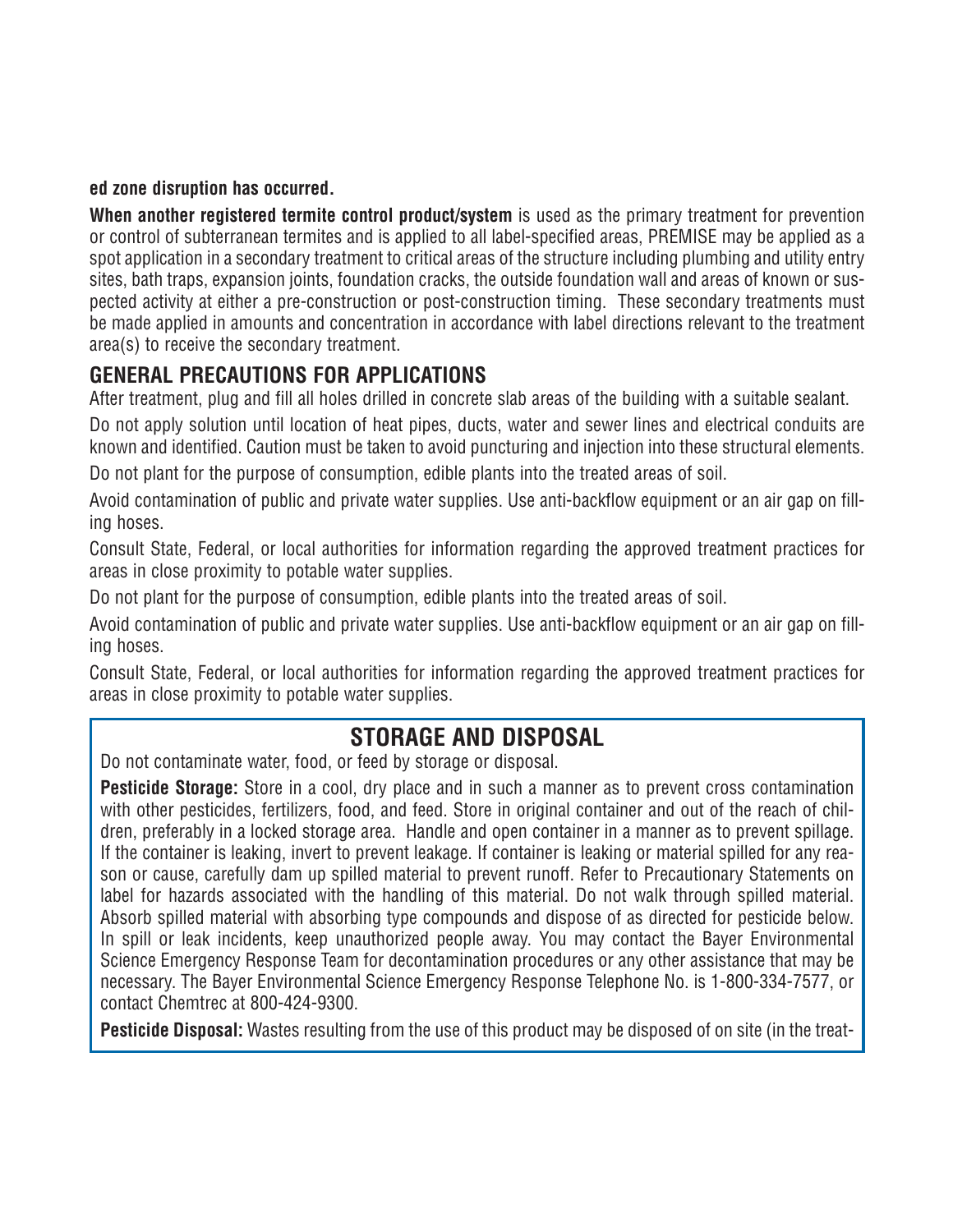**ed zone disruption has occurred.**

**When another registered termite control product/system** is used as the primary treatment for prevention or control of subterranean termites and is applied to all label-specified areas, PREMISE may be applied as a spot application in a secondary treatment to critical areas of the structure including plumbing and utility entry sites, bath traps, expansion joints, foundation cracks, the outside foundation wall and areas of known or suspected activity at either a pre-construction or post-construction timing. These secondary treatments must be made applied in amounts and concentration in accordance with label directions relevant to the treatment area(s) to receive the secondary treatment.

## GENERAL PRECAUTIONS FOR APPLICATIONS

After treatment, plug and fill all holes drilled in concrete slab areas of the building with a suitable sealant.

Do not apply solution until location of heat pipes, ducts, water and sewer lines and electrical conduits are known and identified. Caution must be taken to avoid puncturing and injection into these structural elements.

Do not plant for the purpose of consumption, edible plants into the treated areas of soil.

Avoid contamination of public and private water supplies. Use anti-backflow equipment or an air gap on filling hoses.

Consult State, Federal, or local authorities for information regarding the approved treatment practices for areas in close proximity to potable water supplies.

Do not plant for the purpose of consumption, edible plants into the treated areas of soil.

Avoid contamination of public and private water supplies. Use anti-backflow equipment or an air gap on filling hoses.

Consult State, Federal, or local authorities for information regarding the approved treatment practices for areas in close proximity to potable water supplies.

## STORAGE AND DISPOSAL

Do not contaminate water, food, or feed by storage or disposal.

**Pesticide Storage:** Store in a cool, dry place and in such a manner as to prevent cross contamination with other pesticides, fertilizers, food, and feed. Store in original container and out of the reach of children, preferably in a locked storage area. Handle and open container in a manner as to prevent spillage. If the container is leaking, invert to prevent leakage. If container is leaking or material spilled for any reason or cause, carefully dam up spilled material to prevent runoff. Refer to Precautionary Statements on label for hazards associated with the handling of this material. Do not walk through spilled material. Absorb spilled material with absorbing type compounds and dispose of as directed for pesticide below. In spill or leak incidents, keep unauthorized people away. You may contact the Bayer Environmental Science Emergency Response Team for decontamination procedures or any other assistance that may be necessary. The Bayer Environmental Science Emergency Response Telephone No. is 1-800-334-7577, or contact Chemtrec at 800-424-9300.

**Pesticide Disposal:** Wastes resulting from the use of this product may be disposed of on site (in the treat-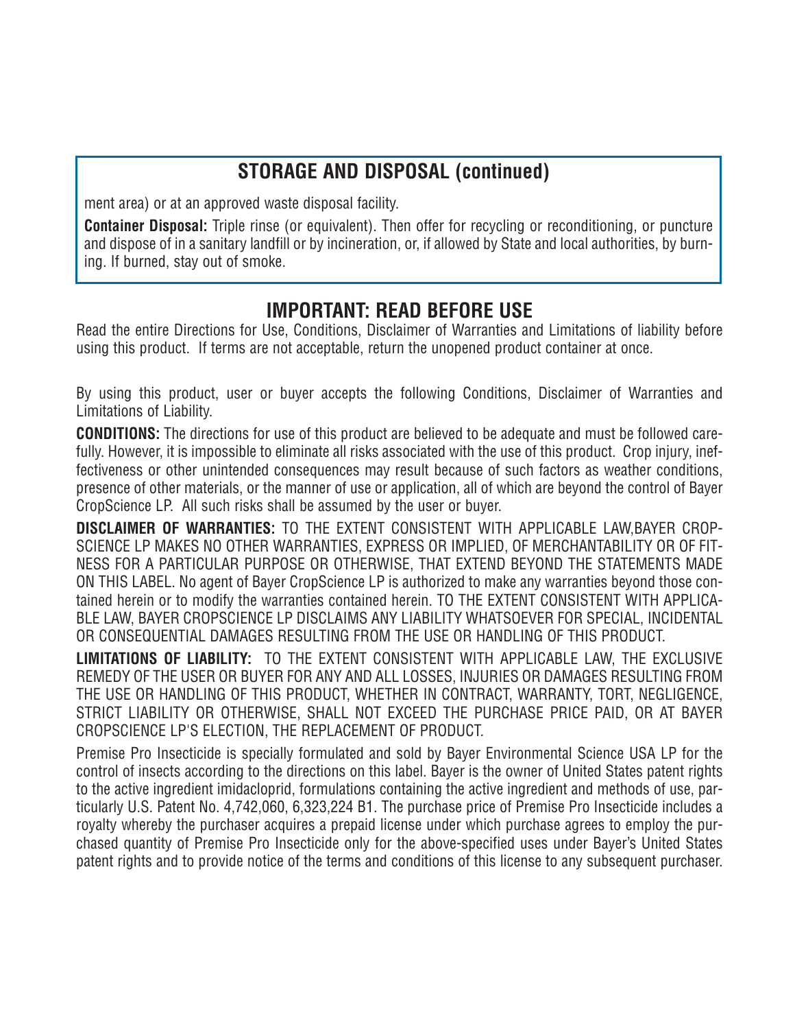## STORAGE AND DISPOSAL (continued)

ment area) or at an approved waste disposal facility.

**Container Disposal:** Triple rinse (or equivalent). Then offer for recycling or reconditioning, or puncture and dispose of in a sanitary landfill or by incineration, or, if allowed by State and local authorities, by burning. If burned, stay out of smoke.

## IMPORTANT: READ BEFORE USE

Read the entire Directions for Use, Conditions, Disclaimer of Warranties and Limitations of liability before using this product. If terms are not acceptable, return the unopened product container at once.

By using this product, user or buyer accepts the following Conditions, Disclaimer of Warranties and Limitations of Liability.

**CONDITIONS:** The directions for use of this product are believed to be adequate and must be followed carefully. However, it is impossible to eliminate all risks associated with the use of this product. Crop injury, ineffectiveness or other unintended consequences may result because of such factors as weather conditions, presence of other materials, or the manner of use or application, all of which are beyond the control of Bayer CropScience LP. All such risks shall be assumed by the user or buyer.

**DISCLAIMER OF WARRANTIES:** TO THE EXTENT CONSISTENT WITH APPLICABLE LAW,BAYER CROPSCIENCE LP MAKES NO OTHER WARRANTIES, EXPRESS OR IMPLIED, OF MERCHANTABILITY OR OF FITNESS FOR A PARTICULAR PURPOSE OR OTHERWISE, THAT EXTEND BEYOND THE STATEMENTS MADE ON THIS LABEL. No agent of Bayer CropScience LP is authorized to make any warranties beyond those contained herein or to modify the warranties contained herein. TO THE EXTENT CONSISTENT WITH APPLICABLE LAW, BAYER CROPSCIENCE LP DISCLAIMS ANY LIABILITY WHATSOEVER FOR SPECIAL, INCIDENTAL OR CONSEQUENTIAL DAMAGES RESULTING FROM THE USE OR HANDLING OF THIS PRODUCT.

**LIMITATIONS OF LIABILITY:** TO THE EXTENT CONSISTENT WITH APPLICABLE LAW, THE EXCLUSIVE REMEDY OF THE USER OR BUYER FOR ANY AND ALL LOSSES, INJURIES OR DAMAGES RESULTING FROM THE USE OR HANDLING OF THIS PRODUCT, WHETHER IN CONTRACT, WARRANTY, TORT, NEGLIGENCE, STRICT LIABILITY OR OTHERWISE, SHALL NOT EXCEED THE PURCHASE PRICE PAID, OR AT BAYER CROPSCIENCE LP'S ELECTION, THE REPLACEMENT OF PRODUCT.

Premise Pro Insecticide is specially formulated and sold by Bayer Environmental Science USA LP for the control of insects according to the directions on this label. Bayer is the owner of United States patent rights to the active ingredient imidacloprid, formulations containing the active ingredient and methods of use, particularly U.S. Patent No. 4,742,060, 6,323,224 B1. The purchase price of Premise Pro Insecticide includes a royalty whereby the purchaser acquires a prepaid license under which purchase agrees to employ the purchased quantity of Premise Pro Insecticide only for the above-specified uses under Bayer's United States patent rights and to provide notice of the terms and conditions of this license to any subsequent purchaser.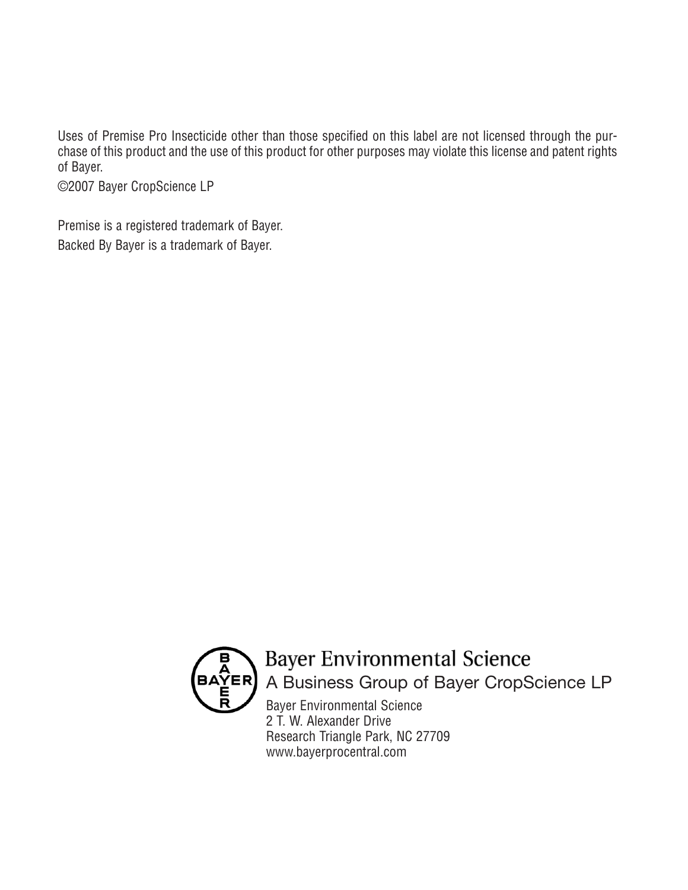Uses of Premise Pro Insecticide other than those specified on this label are not licensed through the purchase of this product and the use of this product for other purposes may violate this license and patent rights of Bayer.

©2007 Bayer CropScience LP

Premise is a registered trademark of Bayer.

Backed By Bayer is a trademark of Bayer.

Bayer Environmental Science

A Business Group of Bayer CropScience LP

Bayer Environmental Science
2 T. W. Alexander Drive
Research Triangle Park, NC 27709
www.bayerprocentral.com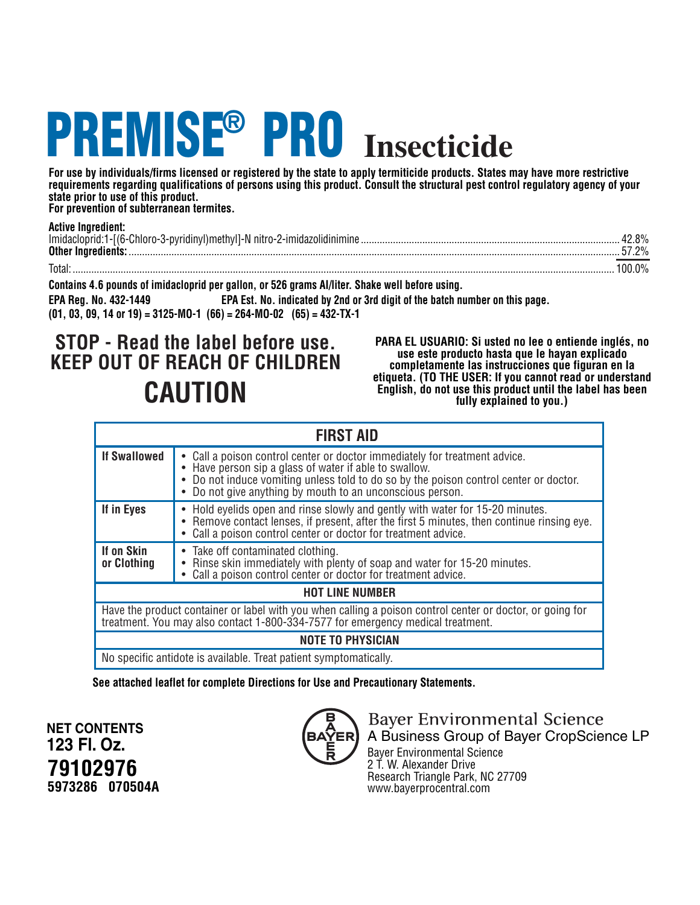# PREMISE® PRO Insecticide

**For use by individuals/firms licensed or registered by the state to apply termiticide products. States may have more restrictive requirements regarding qualifications of persons using this product. Consult the structural pest control regulatory agency of your state prior to use of this product.**
**For prevention of subterranean termites.**

| | |
|---|---|
| **Active Ingredient:** | |
| Imidacloprid:1-[(6-Chloro-3-pyridinyl)methyl]-N nitro-2-imidazolidinimine | 42.8% |
| **Other Ingredients:** | 57.2% |
| Total: | 100.0% |

**Contains 4.6 pounds of imidacloprid per gallon, or 526 grams AI/liter. Shake well before using.**

**EPA Reg. No. 432-1449** **EPA Est. No. indicated by 2nd or 3rd digit of the batch number on this page.**
**(01, 03, 09, 14 or 19) = 3125-MO-1 (66) = 264-MO-02 (65) = 432-TX-1**

## STOP - Read the label before use.
## KEEP OUT OF REACH OF CHILDREN
## CAUTION

**PARA EL USUARIO: Si usted no lee o entiende inglés, no use este producto hasta que le hayan explicado completamente las instrucciones que figuran en la etiqueta. (TO THE USER: If you cannot read or understand English, do not use this product until the label has been fully explained to you.)**

| FIRST AID | |
|---|---|
| **If Swallowed** | • Call a poison control center or doctor immediately for treatment advice.<br>• Have person sip a glass of water if able to swallow.<br>• Do not induce vomiting unless told to do so by the poison control center or doctor.<br>• Do not give anything by mouth to an unconscious person. |
| **If in Eyes** | • Hold eyelids open and rinse slowly and gently with water for 15-20 minutes.<br>• Remove contact lenses, if present, after the first 5 minutes, then continue rinsing eye.<br>• Call a poison control center or doctor for treatment advice. |
| **If on Skin or Clothing** | • Take off contaminated clothing.<br>• Rinse skin immediately with plenty of soap and water for 15-20 minutes.<br>• Call a poison control center or doctor for treatment advice. |
| **HOT LINE NUMBER** | |
| Have the product container or label with you when calling a poison control center or doctor, or going for treatment. You may also contact 1-800-334-7577 for emergency medical treatment. | |
| **NOTE TO PHYSICIAN** | |
| No specific antidote is available. Treat patient symptomatically. | |

**See attached leaflet for complete Directions for Use and Precautionary Statements.**

**NET CONTENTS**
**123 Fl. Oz.**
**79102976**
**5973286 070504A**

Bayer Environmental Science
A Business Group of Bayer CropScience LP
Bayer Environmental Science
2 T. W. Alexander Drive
Research Triangle Park, NC 27709
www.bayerprocentral.com